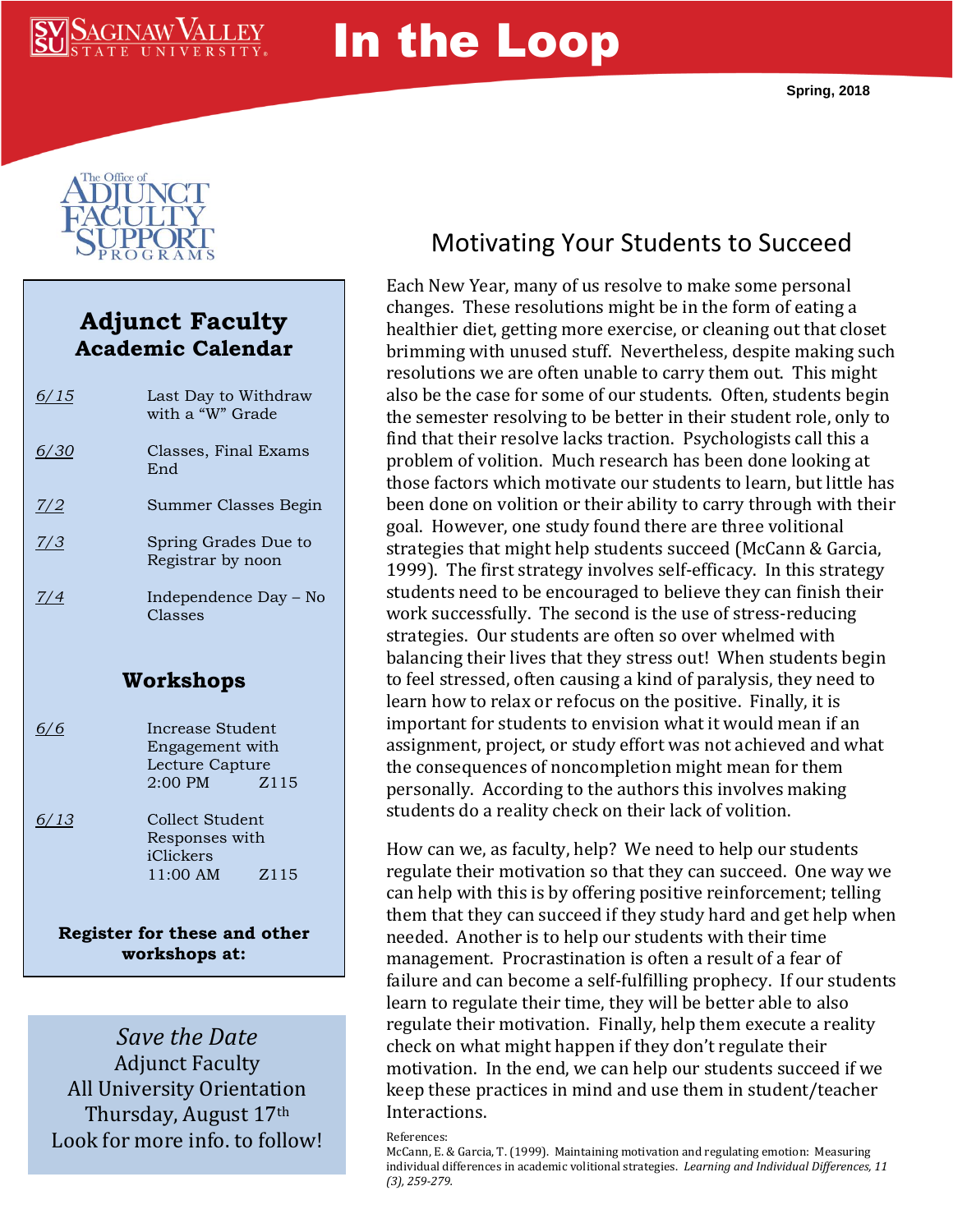# In the Loop

Spring, 2018

The Office of Adjunct Faculty Support Programs

## Adjunct Faculty Academic Calendar

| Date | Event |
|---|---|
| 6/15 | Last Day to Withdraw with a "W" Grade |
| 6/30 | Classes, Final Exams End |
| 7/2 | Summer Classes Begin |
| 7/3 | Spring Grades Due to Registrar by noon |
| 7/4 | Independence Day – No Classes |

## Workshops

| Date | Workshop |
|---|---|
| 6/6 | Increase Student Engagement with Lecture Capture 2:00 PM Z115 |
| 6/13 | Collect Student Responses with iClickers 11:00 AM Z115 |

**Register for these and other workshops at:**

*Save the Date*
Adjunct Faculty
All University Orientation
Thursday, August 17th
Look for more info. to follow!

## Motivating Your Students to Succeed

Each New Year, many of us resolve to make some personal changes. These resolutions might be in the form of eating a healthier diet, getting more exercise, or cleaning out that closet brimming with unused stuff. Nevertheless, despite making such resolutions we are often unable to carry them out. This might also be the case for some of our students. Often, students begin the semester resolving to be better in their student role, only to find that their resolve lacks traction. Psychologists call this a problem of volition. Much research has been done looking at those factors which motivate our students to learn, but little has been done on volition or their ability to carry through with their goal. However, one study found there are three volitional strategies that might help students succeed (McCann & Garcia, 1999). The first strategy involves self-efficacy. In this strategy students need to be encouraged to believe they can finish their work successfully. The second is the use of stress-reducing strategies. Our students are often so over whelmed with balancing their lives that they stress out! When students begin to feel stressed, often causing a kind of paralysis, they need to learn how to relax or refocus on the positive. Finally, it is important for students to envision what it would mean if an assignment, project, or study effort was not achieved and what the consequences of noncompletion might mean for them personally. According to the authors this involves making students do a reality check on their lack of volition.

How can we, as faculty, help? We need to help our students regulate their motivation so that they can succeed. One way we can help with this is by offering positive reinforcement; telling them that they can succeed if they study hard and get help when needed. Another is to help our students with their time management. Procrastination is often a result of a fear of failure and can become a self-fulfilling prophecy. If our students learn to regulate their time, they will be better able to also regulate their motivation. Finally, help them execute a reality check on what might happen if they don't regulate their motivation. In the end, we can help our students succeed if we keep these practices in mind and use them in student/teacher Interactions.

References:
McCann, E. & Garcia, T. (1999). Maintaining motivation and regulating emotion: Measuring individual differences in academic volitional strategies. *Learning and Individual Differences, 11 (3), 259-279.*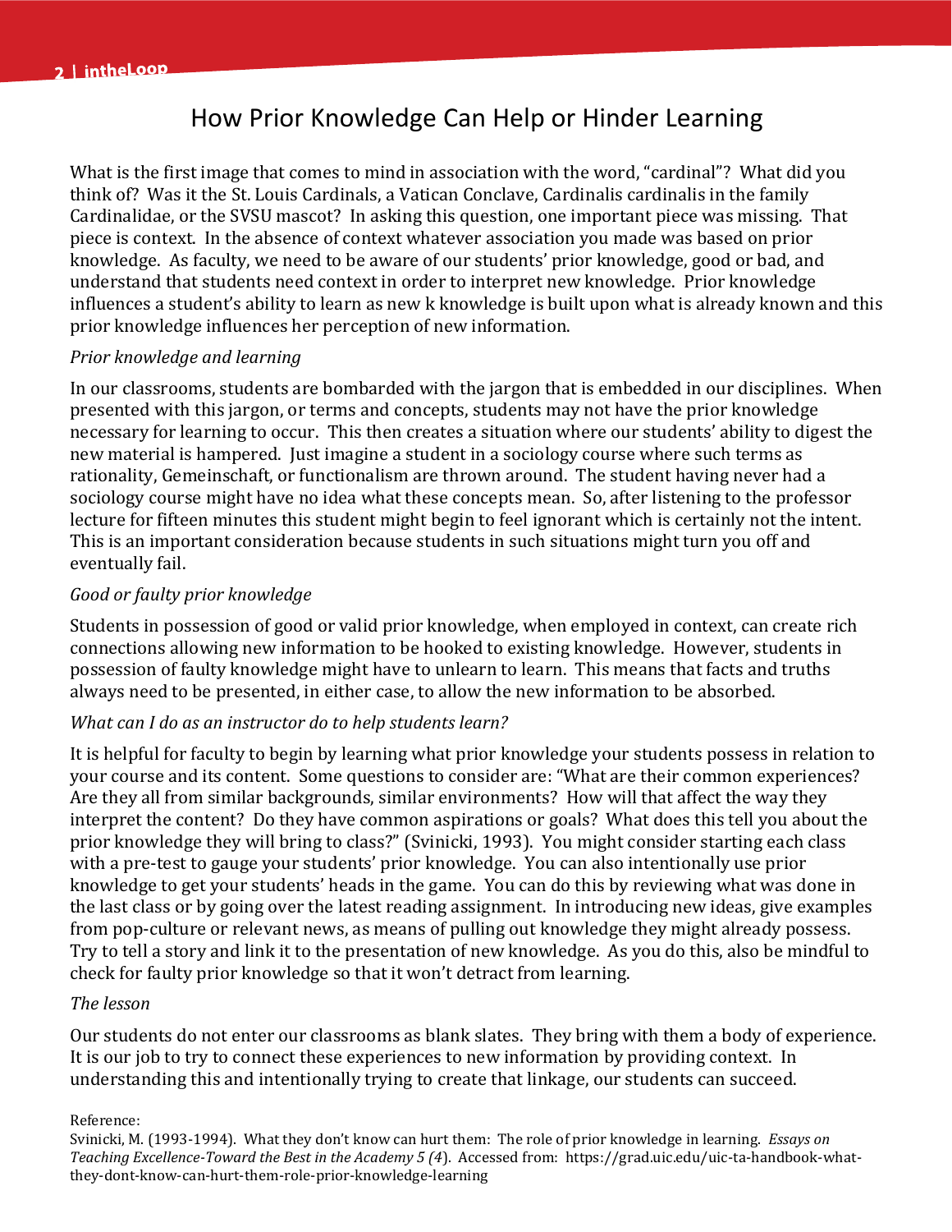# How Prior Knowledge Can Help or Hinder Learning

What is the first image that comes to mind in association with the word, "cardinal"? What did you think of? Was it the St. Louis Cardinals, a Vatican Conclave, Cardinalis cardinalis in the family Cardinalidae, or the SVSU mascot? In asking this question, one important piece was missing. That piece is context. In the absence of context whatever association you made was based on prior knowledge. As faculty, we need to be aware of our students' prior knowledge, good or bad, and understand that students need context in order to interpret new knowledge. Prior knowledge influences a student's ability to learn as new k knowledge is built upon what is already known and this prior knowledge influences her perception of new information.

*Prior knowledge and learning*

In our classrooms, students are bombarded with the jargon that is embedded in our disciplines. When presented with this jargon, or terms and concepts, students may not have the prior knowledge necessary for learning to occur. This then creates a situation where our students' ability to digest the new material is hampered. Just imagine a student in a sociology course where such terms as rationality, Gemeinschaft, or functionalism are thrown around. The student having never had a sociology course might have no idea what these concepts mean. So, after listening to the professor lecture for fifteen minutes this student might begin to feel ignorant which is certainly not the intent. This is an important consideration because students in such situations might turn you off and eventually fail.

*Good or faulty prior knowledge*

Students in possession of good or valid prior knowledge, when employed in context, can create rich connections allowing new information to be hooked to existing knowledge. However, students in possession of faulty knowledge might have to unlearn to learn. This means that facts and truths always need to be presented, in either case, to allow the new information to be absorbed.

*What can I do as an instructor do to help students learn?*

It is helpful for faculty to begin by learning what prior knowledge your students possess in relation to your course and its content. Some questions to consider are: "What are their common experiences? Are they all from similar backgrounds, similar environments? How will that affect the way they interpret the content? Do they have common aspirations or goals? What does this tell you about the prior knowledge they will bring to class?" (Svinicki, 1993). You might consider starting each class with a pre-test to gauge your students' prior knowledge. You can also intentionally use prior knowledge to get your students' heads in the game. You can do this by reviewing what was done in the last class or by going over the latest reading assignment. In introducing new ideas, give examples from pop-culture or relevant news, as means of pulling out knowledge they might already possess. Try to tell a story and link it to the presentation of new knowledge. As you do this, also be mindful to check for faulty prior knowledge so that it won't detract from learning.

*The lesson*

Our students do not enter our classrooms as blank slates. They bring with them a body of experience. It is our job to try to connect these experiences to new information by providing context. In understanding this and intentionally trying to create that linkage, our students can succeed.

Reference:

Svinicki, M. (1993-1994). What they don't know can hurt them: The role of prior knowledge in learning. *Essays on Teaching Excellence-Toward the Best in the Academy 5 (4*). Accessed from: https://grad.uic.edu/uic-ta-handbook-what-they-dont-know-can-hurt-them-role-prior-knowledge-learning